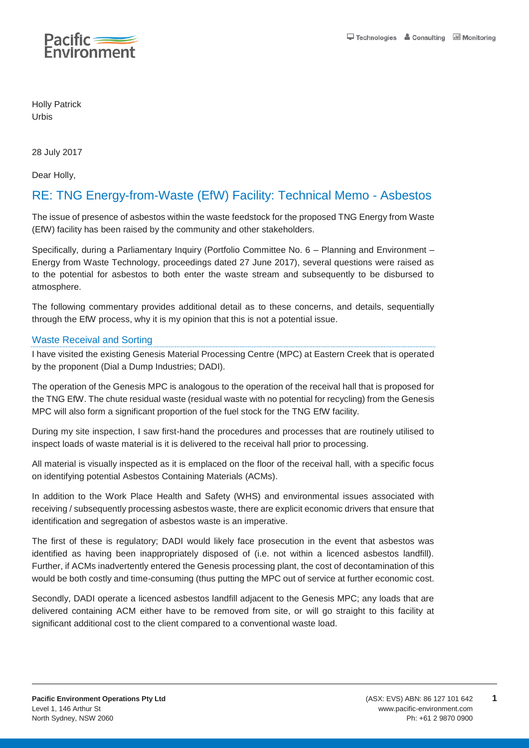Holly Patrick
Urbis

28 July 2017

Dear Holly,

## RE: TNG Energy-from-Waste (EfW) Facility: Technical Memo - Asbestos

The issue of presence of asbestos within the waste feedstock for the proposed TNG Energy from Waste (EfW) facility has been raised by the community and other stakeholders.

Specifically, during a Parliamentary Inquiry (Portfolio Committee No. 6 – Planning and Environment – Energy from Waste Technology, proceedings dated 27 June 2017), several questions were raised as to the potential for asbestos to both enter the waste stream and subsequently to be disbursed to atmosphere.

The following commentary provides additional detail as to these concerns, and details, sequentially through the EfW process, why it is my opinion that this is not a potential issue.

### Waste Receival and Sorting

I have visited the existing Genesis Material Processing Centre (MPC) at Eastern Creek that is operated by the proponent (Dial a Dump Industries; DADI).

The operation of the Genesis MPC is analogous to the operation of the receival hall that is proposed for the TNG EfW. The chute residual waste (residual waste with no potential for recycling) from the Genesis MPC will also form a significant proportion of the fuel stock for the TNG EfW facility.

During my site inspection, I saw first-hand the procedures and processes that are routinely utilised to inspect loads of waste material is it is delivered to the receival hall prior to processing.

All material is visually inspected as it is emplaced on the floor of the receival hall, with a specific focus on identifying potential Asbestos Containing Materials (ACMs).

In addition to the Work Place Health and Safety (WHS) and environmental issues associated with receiving / subsequently processing asbestos waste, there are explicit economic drivers that ensure that identification and segregation of asbestos waste is an imperative.

The first of these is regulatory; DADI would likely face prosecution in the event that asbestos was identified as having been inappropriately disposed of (i.e. not within a licenced asbestos landfill). Further, if ACMs inadvertently entered the Genesis processing plant, the cost of decontamination of this would be both costly and time-consuming (thus putting the MPC out of service at further economic cost.

Secondly, DADI operate a licenced asbestos landfill adjacent to the Genesis MPC; any loads that are delivered containing ACM either have to be removed from site, or will go straight to this facility at significant additional cost to the client compared to a conventional waste load.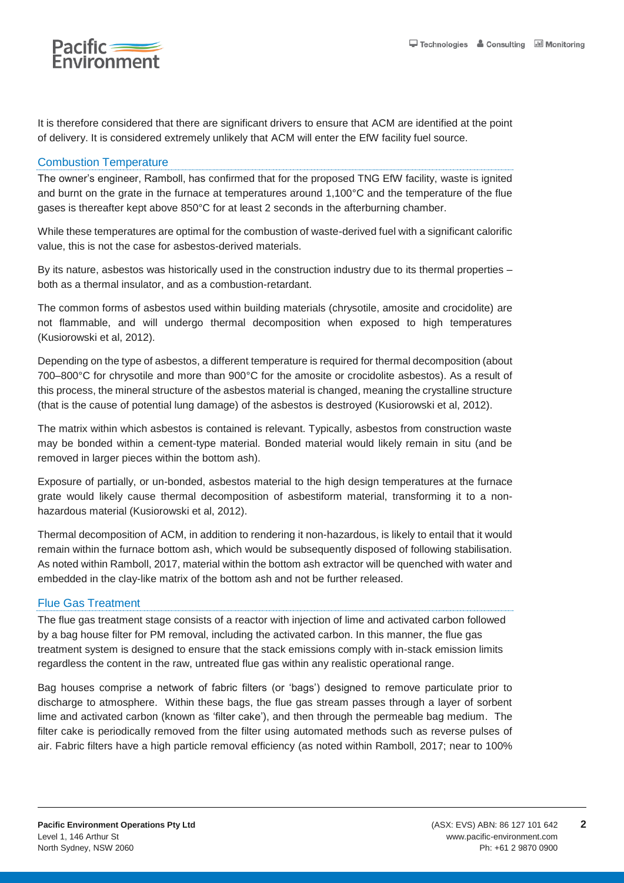It is therefore considered that there are significant drivers to ensure that ACM are identified at the point of delivery. It is considered extremely unlikely that ACM will enter the EfW facility fuel source.

## Combustion Temperature

The owner's engineer, Ramboll, has confirmed that for the proposed TNG EfW facility, waste is ignited and burnt on the grate in the furnace at temperatures around 1,100°C and the temperature of the flue gases is thereafter kept above 850°C for at least 2 seconds in the afterburning chamber.

While these temperatures are optimal for the combustion of waste-derived fuel with a significant calorific value, this is not the case for asbestos-derived materials.

By its nature, asbestos was historically used in the construction industry due to its thermal properties – both as a thermal insulator, and as a combustion-retardant.

The common forms of asbestos used within building materials (chrysotile, amosite and crocidolite) are not flammable, and will undergo thermal decomposition when exposed to high temperatures (Kusiorowski et al, 2012).

Depending on the type of asbestos, a different temperature is required for thermal decomposition (about 700–800°C for chrysotile and more than 900°C for the amosite or crocidolite asbestos). As a result of this process, the mineral structure of the asbestos material is changed, meaning the crystalline structure (that is the cause of potential lung damage) of the asbestos is destroyed (Kusiorowski et al, 2012).

The matrix within which asbestos is contained is relevant. Typically, asbestos from construction waste may be bonded within a cement-type material. Bonded material would likely remain in situ (and be removed in larger pieces within the bottom ash).

Exposure of partially, or un-bonded, asbestos material to the high design temperatures at the furnace grate would likely cause thermal decomposition of asbestiform material, transforming it to a non-hazardous material (Kusiorowski et al, 2012).

Thermal decomposition of ACM, in addition to rendering it non-hazardous, is likely to entail that it would remain within the furnace bottom ash, which would be subsequently disposed of following stabilisation. As noted within Ramboll, 2017, material within the bottom ash extractor will be quenched with water and embedded in the clay-like matrix of the bottom ash and not be further released.

## Flue Gas Treatment

The flue gas treatment stage consists of a reactor with injection of lime and activated carbon followed by a bag house filter for PM removal, including the activated carbon. In this manner, the flue gas treatment system is designed to ensure that the stack emissions comply with in-stack emission limits regardless the content in the raw, untreated flue gas within any realistic operational range.

Bag houses comprise a network of fabric filters (or 'bags') designed to remove particulate prior to discharge to atmosphere. Within these bags, the flue gas stream passes through a layer of sorbent lime and activated carbon (known as 'filter cake'), and then through the permeable bag medium. The filter cake is periodically removed from the filter using automated methods such as reverse pulses of air. Fabric filters have a high particle removal efficiency (as noted within Ramboll, 2017; near to 100%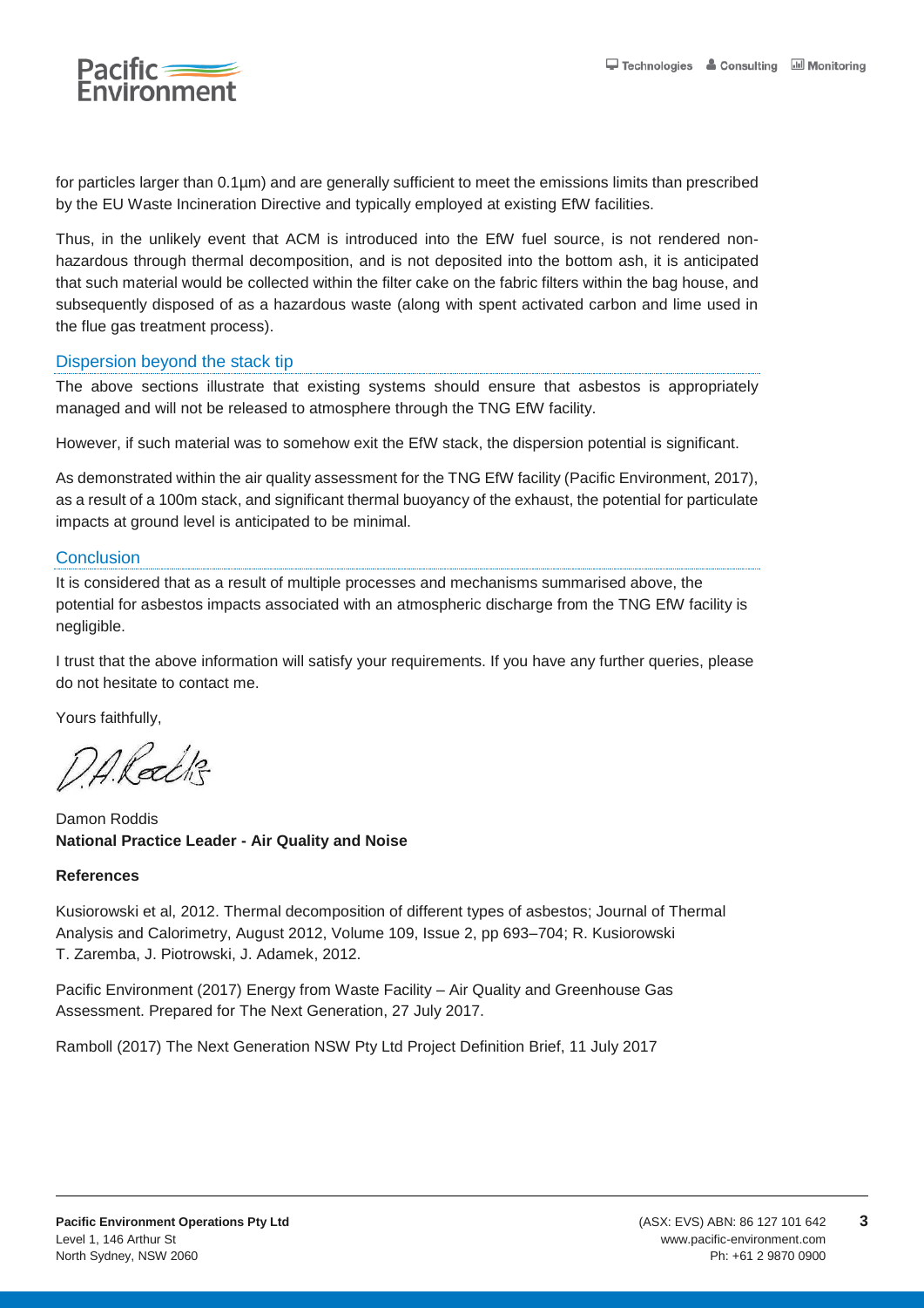for particles larger than 0.1µm) and are generally sufficient to meet the emissions limits than prescribed by the EU Waste Incineration Directive and typically employed at existing EfW facilities.

Thus, in the unlikely event that ACM is introduced into the EfW fuel source, is not rendered non-hazardous through thermal decomposition, and is not deposited into the bottom ash, it is anticipated that such material would be collected within the filter cake on the fabric filters within the bag house, and subsequently disposed of as a hazardous waste (along with spent activated carbon and lime used in the flue gas treatment process).

## Dispersion beyond the stack tip

The above sections illustrate that existing systems should ensure that asbestos is appropriately managed and will not be released to atmosphere through the TNG EfW facility.

However, if such material was to somehow exit the EfW stack, the dispersion potential is significant.

As demonstrated within the air quality assessment for the TNG EfW facility (Pacific Environment, 2017), as a result of a 100m stack, and significant thermal buoyancy of the exhaust, the potential for particulate impacts at ground level is anticipated to be minimal.

## Conclusion

It is considered that as a result of multiple processes and mechanisms summarised above, the potential for asbestos impacts associated with an atmospheric discharge from the TNG EfW facility is negligible.

I trust that the above information will satisfy your requirements. If you have any further queries, please do not hesitate to contact me.

Yours faithfully,

D.A. Roddis

Damon Roddis
**National Practice Leader - Air Quality and Noise**

**References**

Kusiorowski et al, 2012. Thermal decomposition of different types of asbestos; Journal of Thermal Analysis and Calorimetry, August 2012, Volume 109, Issue 2, pp 693–704; R. Kusiorowski T. Zaremba, J. Piotrowski, J. Adamek, 2012.

Pacific Environment (2017) Energy from Waste Facility – Air Quality and Greenhouse Gas Assessment. Prepared for The Next Generation, 27 July 2017.

Ramboll (2017) The Next Generation NSW Pty Ltd Project Definition Brief, 11 July 2017